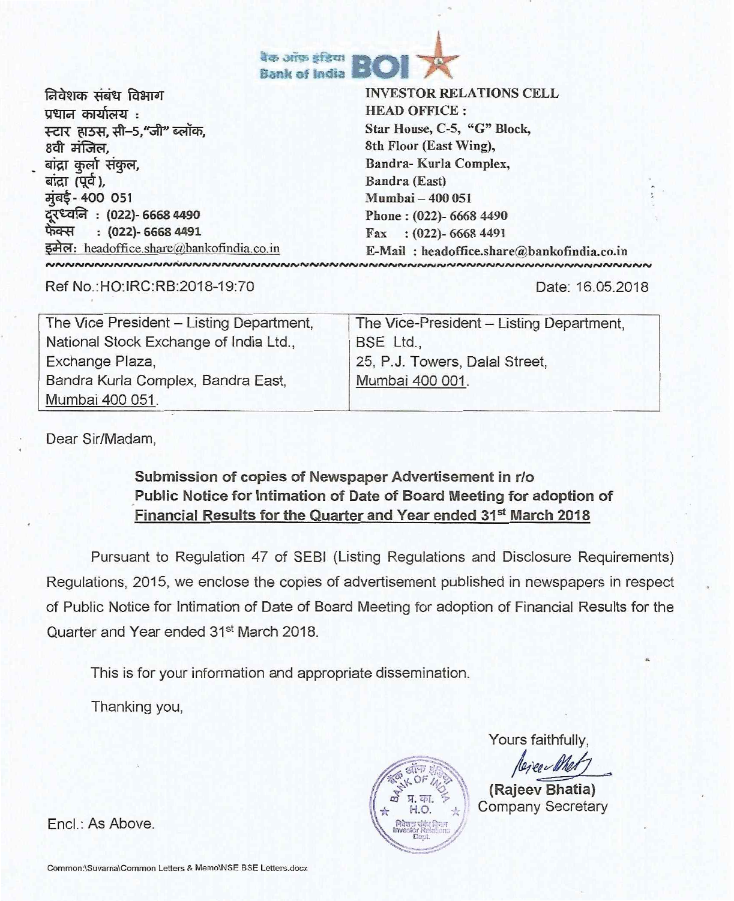बैंक ऑफ इंडिया Bank of India BOI

निवेशक संबंध विभाग
प्रधान कार्यालय :
स्टार हाउस, सी–5,"जी" ब्लॉक,
8वी मंजिल,
बांद्रा कुर्ला संकुल,
बांद्रा (पूर्व),
मुंबई - 400 051
दूरध्वनि : (022)- 6668 4490
फैक्स : (022)- 6668 4491
इमेल: headoffice.share@bankofindia.co.in

**INVESTOR RELATIONS CELL**
**HEAD OFFICE :**
Star House, C-5, "G" Block,
8th Floor (East Wing),
Bandra- Kurla Complex,
Bandra (East)
Mumbai – 400 051
Phone : (022)- 6668 4490
Fax : (022)- 6668 4491
E-Mail : headoffice.share@bankofindia.co.in

Ref No.:HO:IRC:RB:2018-19:70

Date: 16.05.2018

| The Vice President – Listing Department, National Stock Exchange of India Ltd., Exchange Plaza, Bandra Kurla Complex, Bandra East, Mumbai 400 051. | The Vice-President – Listing Department, BSE Ltd., 25, P.J. Towers, Dalal Street, Mumbai 400 001. |
|---|---|

Dear Sir/Madam,

**Submission of copies of Newspaper Advertisement in r/o Public Notice for Intimation of Date of Board Meeting for adoption of Financial Results for the Quarter and Year ended 31st March 2018**

Pursuant to Regulation 47 of SEBI (Listing Regulations and Disclosure Requirements) Regulations, 2015, we enclose the copies of advertisement published in newspapers in respect of Public Notice for Intimation of Date of Board Meeting for adoption of Financial Results for the Quarter and Year ended 31st March 2018.

This is for your information and appropriate dissemination.

Thanking you,

Yours faithfully,

**(Rajeev Bhatia)**
Company Secretary

Encl.: As Above.

Common:\Suvarna\Common Letters & Memo\NSE BSE Letters.docx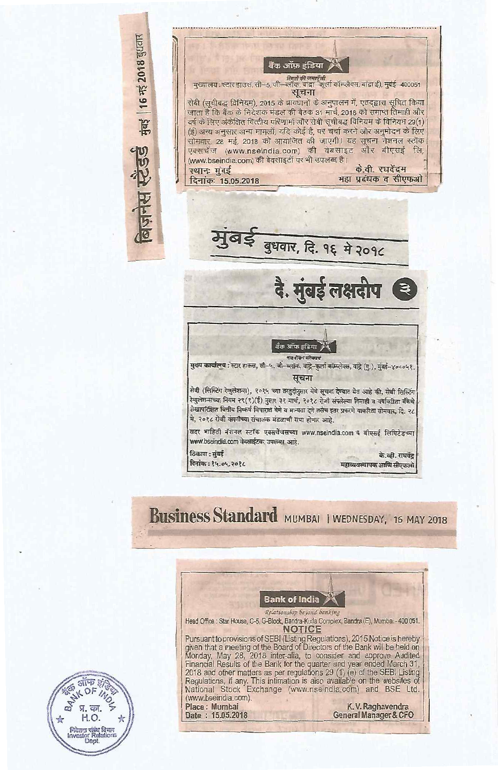बिज़नेस स्टैंडर्ड मुंबई | 16 मई 2018 बुधवार

बैंक ऑफ़ इंडिया

*रिश्तों की जमापूँजी*

मुख्यालय: स्टार हाउस, सी–5, जी–ब्लॉक, बांद्रा–कुर्ला कॉम्प्लैक्स, बांद्रा (ई), मुंबई–400051

## सूचना

सेबी (सूचीबद्ध विनियम), 2015 के प्रावधानों के अनुपालन में, एतद्द्वारा सूचित किया जाता है कि बैंक के निदेशक मंडल की बैठक 31 मार्च, 2018 को समाप्त तिमाही और वर्ष के लिए अंकेक्षित वित्तीय परिणामों और सेबी सूचीबद्ध विनियम के विनियम 29(1)(ई) अन्य अनुसार अन्य मामलों, यदि कोई है, पर चर्चा करने और अनुमोदन के लिए सोमवार, 28 मई, 2018 को आयोजित की जाएगी। यह सूचना नेशनल स्टॉक एक्सचेंज (www.nseindia.com) की वेबसाइट और बीएसई लि. (www.bseindia.com) की वेबसाइटों पर भी उपलब्ध है।

स्थानः मुंबई
दिनांकः 15.05.2018

के.वी. रघवेंद्रम
महा प्रबंधक व सीएफओ

मुंबई बुधवार, दि. १६ मे २०१८

दै. मुंबई लक्षदीप ३

बँक ऑफ इंडिया

*नाते बँकिंग पलिकडचे*

मुख्य कार्यालय : स्टार हाऊस, सी–५, जी–ब्लॉक, वांद्रे–कुर्ला कॉम्प्लेक्स, वांद्रे (पू.), मुंबई–४०००५१.

## सूचना

सेबी (लिस्टिंग रेग्युलेशन्स), २०१५ च्या तरतुदीनुसार येथे सूचना देण्यात येत आहे की, सेबी लिस्टिंग रेग्युलेशन्सच्या नियम २९(१)(ई) नुसार ३१ मार्च, २०१८ रोजी संपलेल्या तिमाही व वर्षाकरिता बँकेचे लेखापरिक्षित वित्तीय निष्कर्ष विचारात घेणे व मान्यता देणे तसेच इतर प्रकरणे याकरिता सोमवार, दि. २८ मे, २०१८ रोजी कंपनीच्या संचालक मंडळाची सभा होणार आहे.

सदर माहिती नॅशनल स्टॉक एक्सचेंजच्या www.nseindia.com व बीएसई लिमिटेडच्या www.bseindia.com वेबसाईटवर उपलब्ध आहे.

ठिकाण : मुंबई
दिनांक : १५.०५.२०१८

के.व्ही. राघवेंद्र
महाव्यवस्थापक आणि सीएफओ

Business Standard MUMBAI | WEDNESDAY, 16 MAY 2018

Bank of India

*Relationship beyond banking*

Head Office : Star House, C-5, G-Block, Bandra-Kurla Complex, Bandra (E), Mumbai - 400 051.

## NOTICE

Pursuant to provisions of SEBI (Listing Regulations), 2015 Notice is hereby given that a meeting of the Board of Directors of the Bank will be held on Monday, May 28, 2018 inter-alia, to consider and approve Audited Financial Results of the Bank for the quarter and year ended March 31, 2018 and other matters as per regulations 29 (1) (e) of the SEBI Listing Regulations, if any. This intimation is also available on the websites of National Stock Exchange (www.nseindia.com) and BSE Ltd. (www.bseindia.com).

Place : Mumbai
Date : 15.05.2018

K.V. Raghavendra
General Manager & CFO

बैंक ऑफ इंडिया BANK OF INDIA प्र. का. H.O. निवेशक संबंध विभाग Investor Relations Dept.